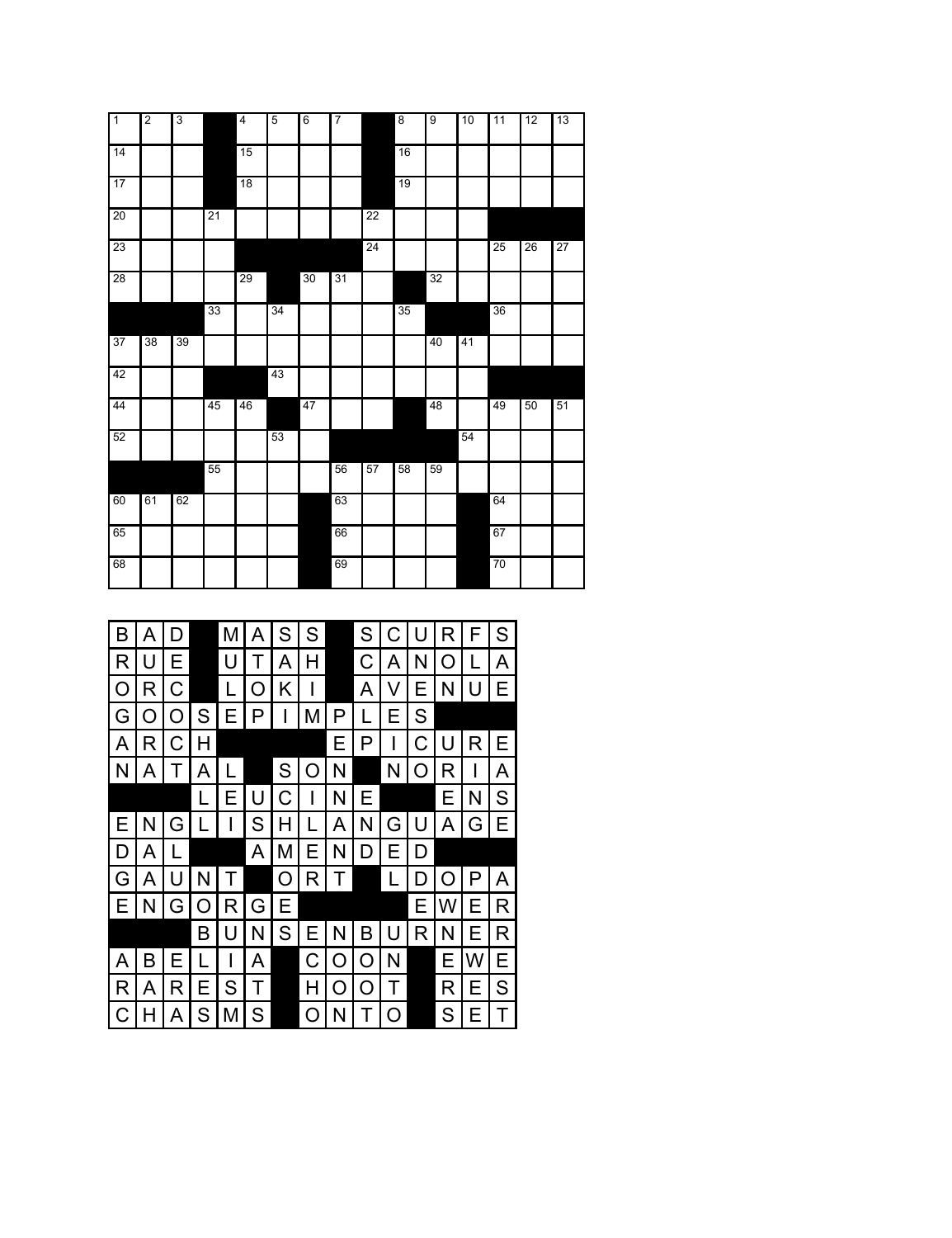| 1 | 2 | 3 | ■ | 4 | 5 | 6 | 7 | ■ | 8 | 9 | 10 | 11 | 12 | 13 |
|---|---|---|---|---|---|---|---|---|---|---|---|---|---|---|
| 14 | | | ■ | 15 | | | | ■ | 16 | | | | | |
| 17 | | | ■ | 18 | | | | ■ | 19 | | | | | |
| 20 | | | 21 | | | | | 22 | | | | ■ | ■ | ■ |
| 23 | | | | ■ | ■ | ■ | ■ | 24 | | | | 25 | 26 | 27 |
| 28 | | | | 29 | ■ | 30 | 31 | | ■ | 32 | | | | |
| ■ | ■ | ■ | 33 | | 34 | | | | 35 | ■ | ■ | 36 | | |
| 37 | 38 | 39 | | | | | | | | 40 | 41 | | | |
| 42 | | | ■ | ■ | 43 | | | | | | | ■ | ■ | ■ |
| 44 | | | 45 | 46 | ■ | 47 | | | ■ | 48 | | 49 | 50 | 51 |
| 52 | | | | | 53 | | ■ | ■ | ■ | ■ | 54 | | | |
| ■ | ■ | ■ | 55 | | | | 56 | 57 | 58 | 59 | | | | |
| 60 | 61 | 62 | | | | ■ | 63 | | | | ■ | 64 | | |
| 65 | | | | | | ■ | 66 | | | | ■ | 67 | | |
| 68 | | | | | | ■ | 69 | | | | ■ | 70 | | |

| B | A | D | ■ | M | A | S | S | ■ | S | C | U | R | F | S |
|---|---|---|---|---|---|---|---|---|---|---|---|---|---|---|
| R | U | E | ■ | U | T | A | H | ■ | C | A | N | O | L | A |
| O | R | C | ■ | L | O | K | I | ■ | A | V | E | N | U | E |
| G | O | O | S | E | P | I | M | P | L | E | S | ■ | ■ | ■ |
| A | R | C | H | ■ | ■ | ■ | ■ | E | P | I | C | U | R | E |
| N | A | T | A | L | ■ | S | O | N | ■ | N | O | R | I | A |
| ■ | ■ | ■ | L | E | U | C | I | N | E | ■ | ■ | E | N | S |
| E | N | G | L | I | S | H | L | A | N | G | U | A | G | E |
| D | A | L | ■ | ■ | A | M | E | N | D | E | D | ■ | ■ | ■ |
| G | A | U | N | T | ■ | O | R | T | ■ | L | D | O | P | A |
| E | N | G | O | R | G | E | ■ | ■ | ■ | ■ | E | W | E | R |
| ■ | ■ | ■ | B | U | N | S | E | N | B | U | R | N | E | R |
| A | B | E | L | I | A | ■ | C | O | O | N | ■ | E | W | E |
| R | A | R | E | S | T | ■ | H | O | O | T | ■ | R | E | S |
| C | H | A | S | M | S | ■ | O | N | T | O | ■ | S | E | T |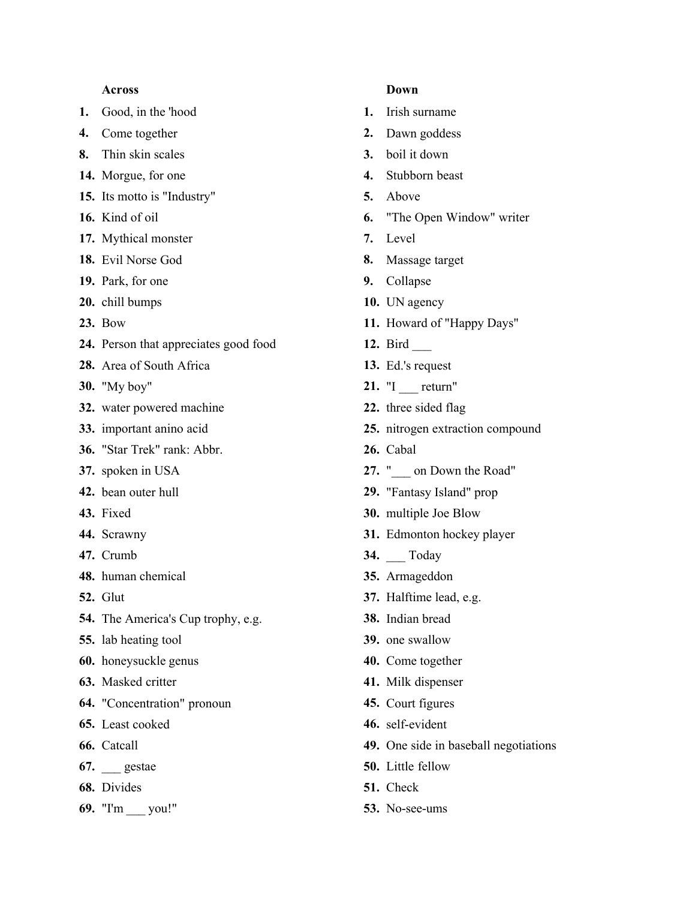**Across**

1. Good, in the 'hood
4. Come together
8. Thin skin scales
14. Morgue, for one
15. Its motto is "Industry"
16. Kind of oil
17. Mythical monster
18. Evil Norse God
19. Park, for one
20. chill bumps
23. Bow
24. Person that appreciates good food
28. Area of South Africa
30. "My boy"
32. water powered machine
33. important anino acid
36. "Star Trek" rank: Abbr.
37. spoken in USA
42. bean outer hull
43. Fixed
44. Scrawny
47. Crumb
48. human chemical
52. Glut
54. The America's Cup trophy, e.g.
55. lab heating tool
60. honeysuckle genus
63. Masked critter
64. "Concentration" pronoun
65. Least cooked
66. Catcall
67. ___ gestae
68. Divides
69. "I'm ___ you!"

**Down**

1. Irish surname
2. Dawn goddess
3. boil it down
4. Stubborn beast
5. Above
6. "The Open Window" writer
7. Level
8. Massage target
9. Collapse
10. UN agency
11. Howard of "Happy Days"
12. Bird ___
13. Ed.'s request
21. "I ___ return"
22. three sided flag
25. nitrogen extraction compound
26. Cabal
27. "___ on Down the Road"
29. "Fantasy Island" prop
30. multiple Joe Blow
31. Edmonton hockey player
34. ___ Today
35. Armageddon
37. Halftime lead, e.g.
38. Indian bread
39. one swallow
40. Come together
41. Milk dispenser
45. Court figures
46. self-evident
49. One side in baseball negotiations
50. Little fellow
51. Check
53. No-see-ums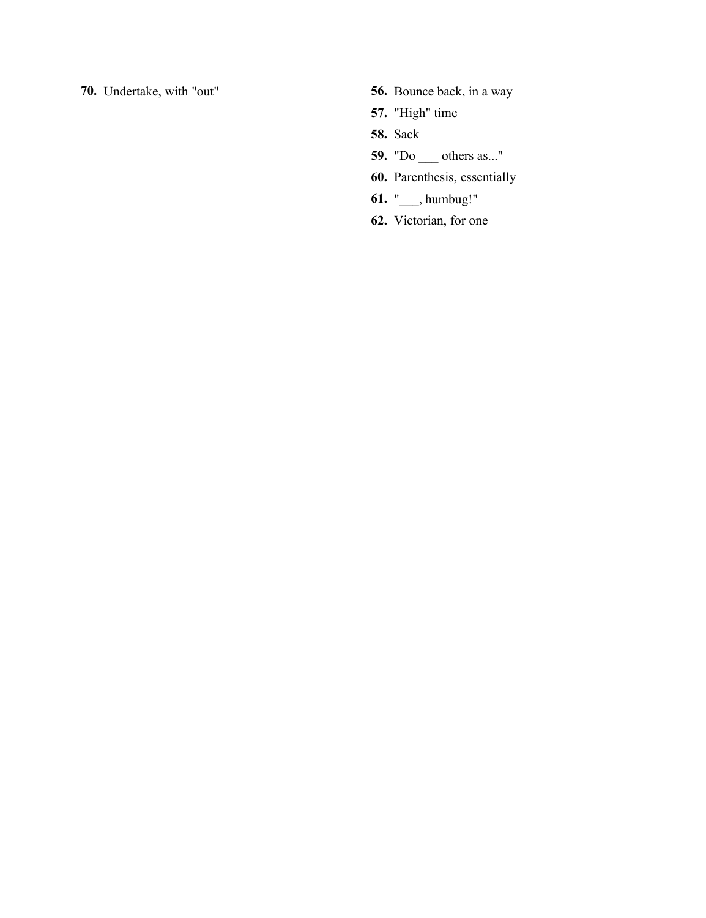**70.** Undertake, with "out"

**56.** Bounce back, in a way

**57.** "High" time

**58.** Sack

**59.** "Do ___ others as..."

**60.** Parenthesis, essentially

**61.** "___, humbug!"

**62.** Victorian, for one